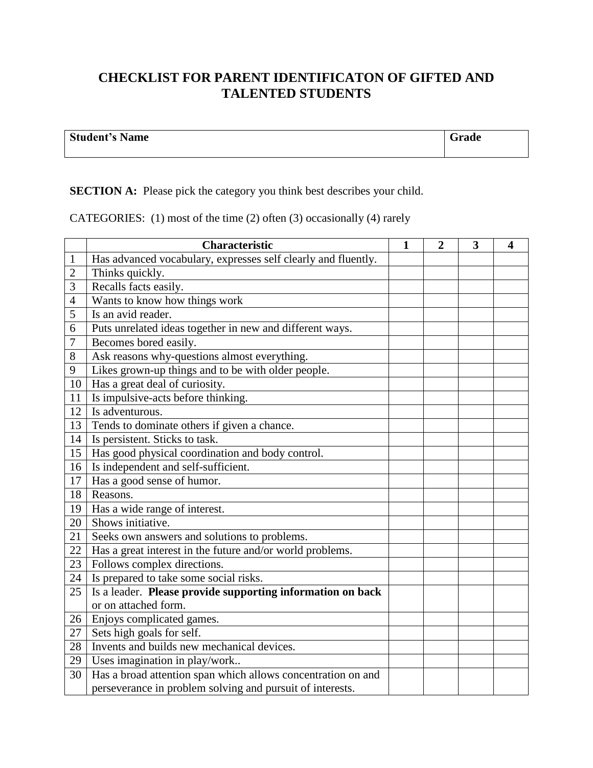# CHECKLIST FOR PARENT IDENTIFICATON OF GIFTED AND TALENTED STUDENTS

| **Student's Name** | **Grade** |
|---|---|
| | |

**SECTION A:** Please pick the category you think best describes your child.

CATEGORIES: (1) most of the time (2) often (3) occasionally (4) rarely

| | **Characteristic** | **1** | **2** | **3** | **4** |
|---|---|---|---|---|---|
| 1 | Has advanced vocabulary, expresses self clearly and fluently. | | | | |
| 2 | Thinks quickly. | | | | |
| 3 | Recalls facts easily. | | | | |
| 4 | Wants to know how things work | | | | |
| 5 | Is an avid reader. | | | | |
| 6 | Puts unrelated ideas together in new and different ways. | | | | |
| 7 | Becomes bored easily. | | | | |
| 8 | Ask reasons why-questions almost everything. | | | | |
| 9 | Likes grown-up things and to be with older people. | | | | |
| 10 | Has a great deal of curiosity. | | | | |
| 11 | Is impulsive-acts before thinking. | | | | |
| 12 | Is adventurous. | | | | |
| 13 | Tends to dominate others if given a chance. | | | | |
| 14 | Is persistent. Sticks to task. | | | | |
| 15 | Has good physical coordination and body control. | | | | |
| 16 | Is independent and self-sufficient. | | | | |
| 17 | Has a good sense of humor. | | | | |
| 18 | Reasons. | | | | |
| 19 | Has a wide range of interest. | | | | |
| 20 | Shows initiative. | | | | |
| 21 | Seeks own answers and solutions to problems. | | | | |
| 22 | Has a great interest in the future and/or world problems. | | | | |
| 23 | Follows complex directions. | | | | |
| 24 | Is prepared to take some social risks. | | | | |
| 25 | Is a leader. **Please provide supporting information on back** or on attached form. | | | | |
| 26 | Enjoys complicated games. | | | | |
| 27 | Sets high goals for self. | | | | |
| 28 | Invents and builds new mechanical devices. | | | | |
| 29 | Uses imagination in play/work.. | | | | |
| 30 | Has a broad attention span which allows concentration on and perseverance in problem solving and pursuit of interests. | | | | |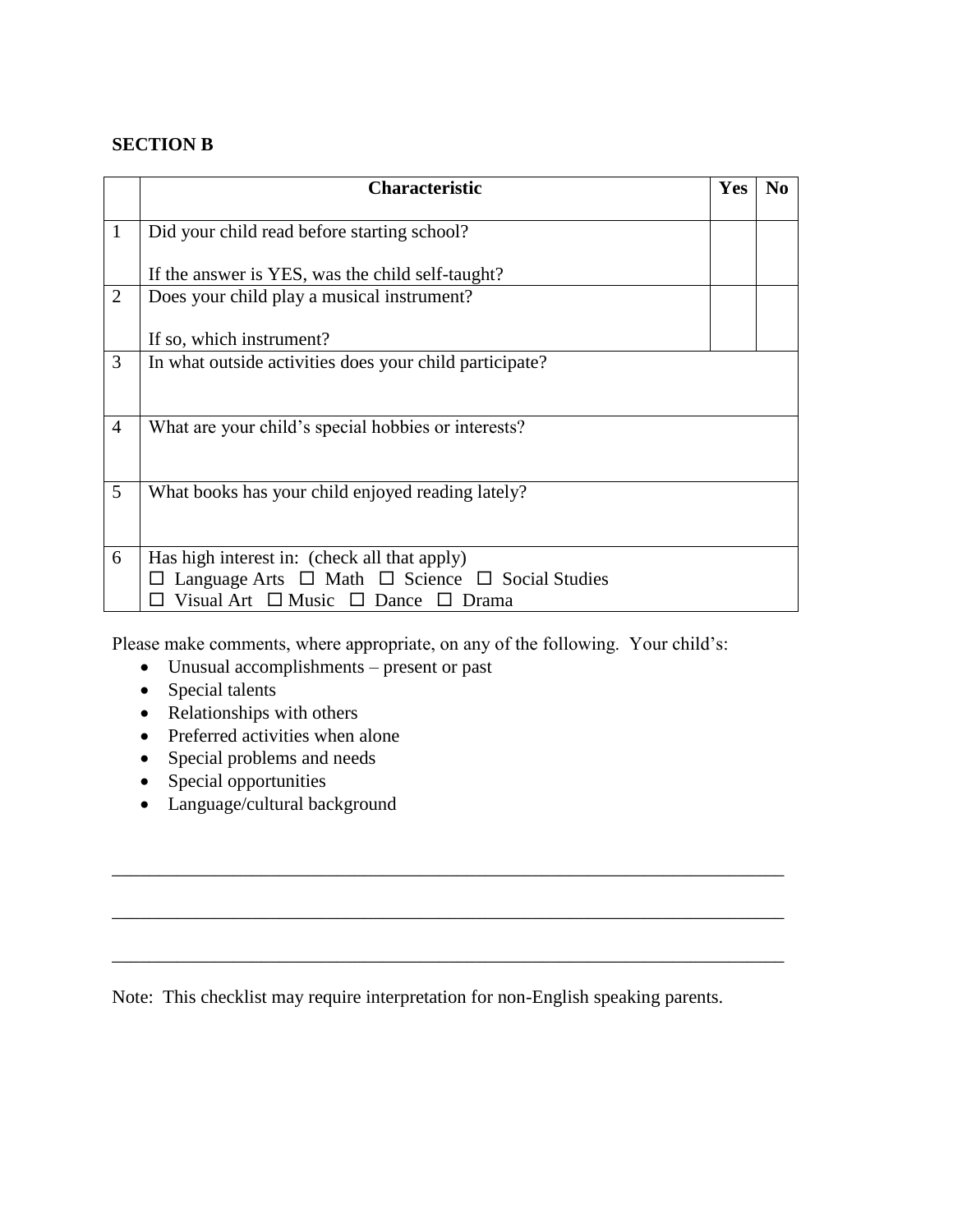**SECTION B**

| | Characteristic | Yes | No |
|---|---|---|---|
| 1 | Did your child read before starting school?<br><br>If the answer is YES, was the child self-taught? | | |
| 2 | Does your child play a musical instrument?<br><br>If so, which instrument? | | |
| 3 | In what outside activities does your child participate? | | |
| 4 | What are your child's special hobbies or interests? | | |
| 5 | What books has your child enjoyed reading lately? | | |
| 6 | Has high interest in: (check all that apply)<br>☐ Language Arts ☐ Math ☐ Science ☐ Social Studies<br>☐ Visual Art ☐ Music ☐ Dance ☐ Drama | | |

Please make comments, where appropriate, on any of the following. Your child's:

- Unusual accomplishments – present or past
- Special talents
- Relationships with others
- Preferred activities when alone
- Special problems and needs
- Special opportunities
- Language/cultural background

___________________________________________________________________________

___________________________________________________________________________

___________________________________________________________________________

Note: This checklist may require interpretation for non-English speaking parents.